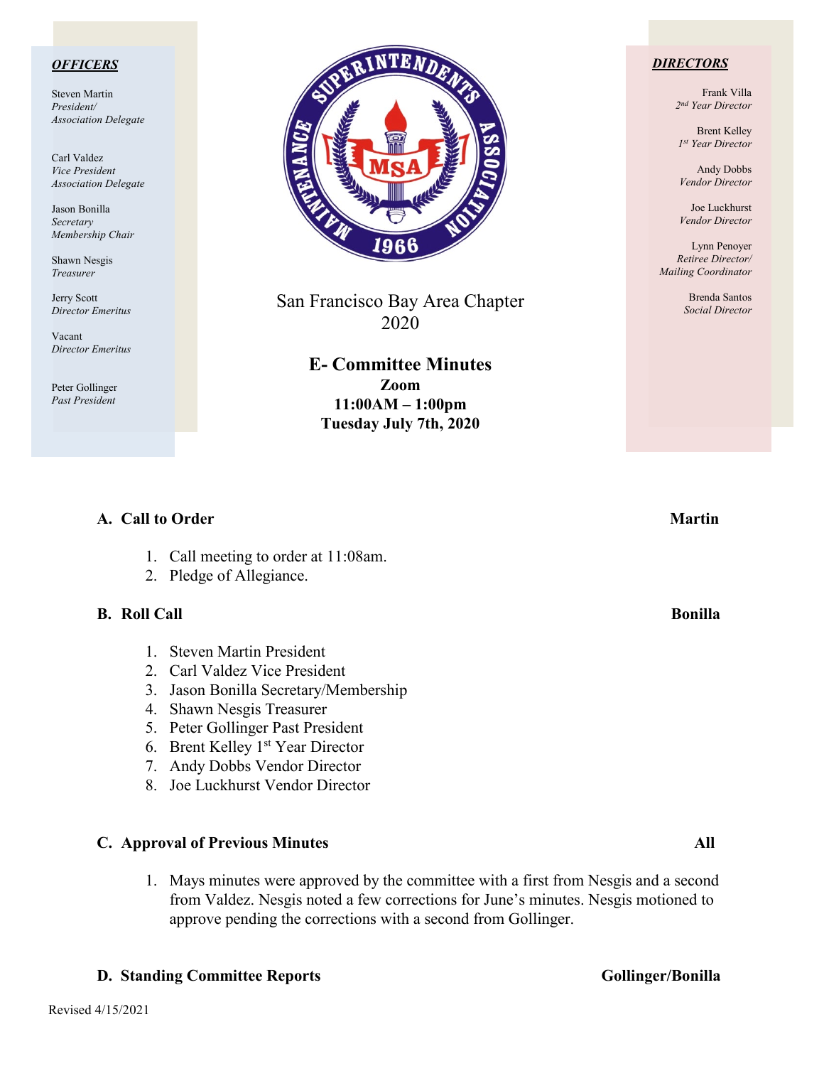## OFFICERS

Steven Martin
*President/*
*Association Delegate*

Carl Valdez
*Vice President*
*Association Delegate*

Jason Bonilla
*Secretary*
*Membership Chair*

Shawn Nesgis
*Treasurer*

Jerry Scott
*Director Emeritus*

Vacant
*Director Emeritus*

Peter Gollinger
*Past President*

## DIRECTORS

Frank Villa
*2nd Year Director*

Brent Kelley
*1st Year Director*

Andy Dobbs
*Vendor Director*

Joe Luckhurst
*Vendor Director*

Lynn Penoyer
*Retiree Director/*
*Mailing Coordinator*

Brenda Santos
*Social Director*

San Francisco Bay Area Chapter
2020

# E- Committee Minutes

**Zoom**
**11:00AM – 1:00pm**
**Tuesday July 7th, 2020**

### A. Call to Order — Martin

1. Call meeting to order at 11:08am.
2. Pledge of Allegiance.

### B. Roll Call — Bonilla

1. Steven Martin President
2. Carl Valdez Vice President
3. Jason Bonilla Secretary/Membership
4. Shawn Nesgis Treasurer
5. Peter Gollinger Past President
6. Brent Kelley 1st Year Director
7. Andy Dobbs Vendor Director
8. Joe Luckhurst Vendor Director

### C. Approval of Previous Minutes — All

1. Mays minutes were approved by the committee with a first from Nesgis and a second from Valdez. Nesgis noted a few corrections for June's minutes. Nesgis motioned to approve pending the corrections with a second from Gollinger.

### D. Standing Committee Reports — Gollinger/Bonilla

Revised 4/15/2021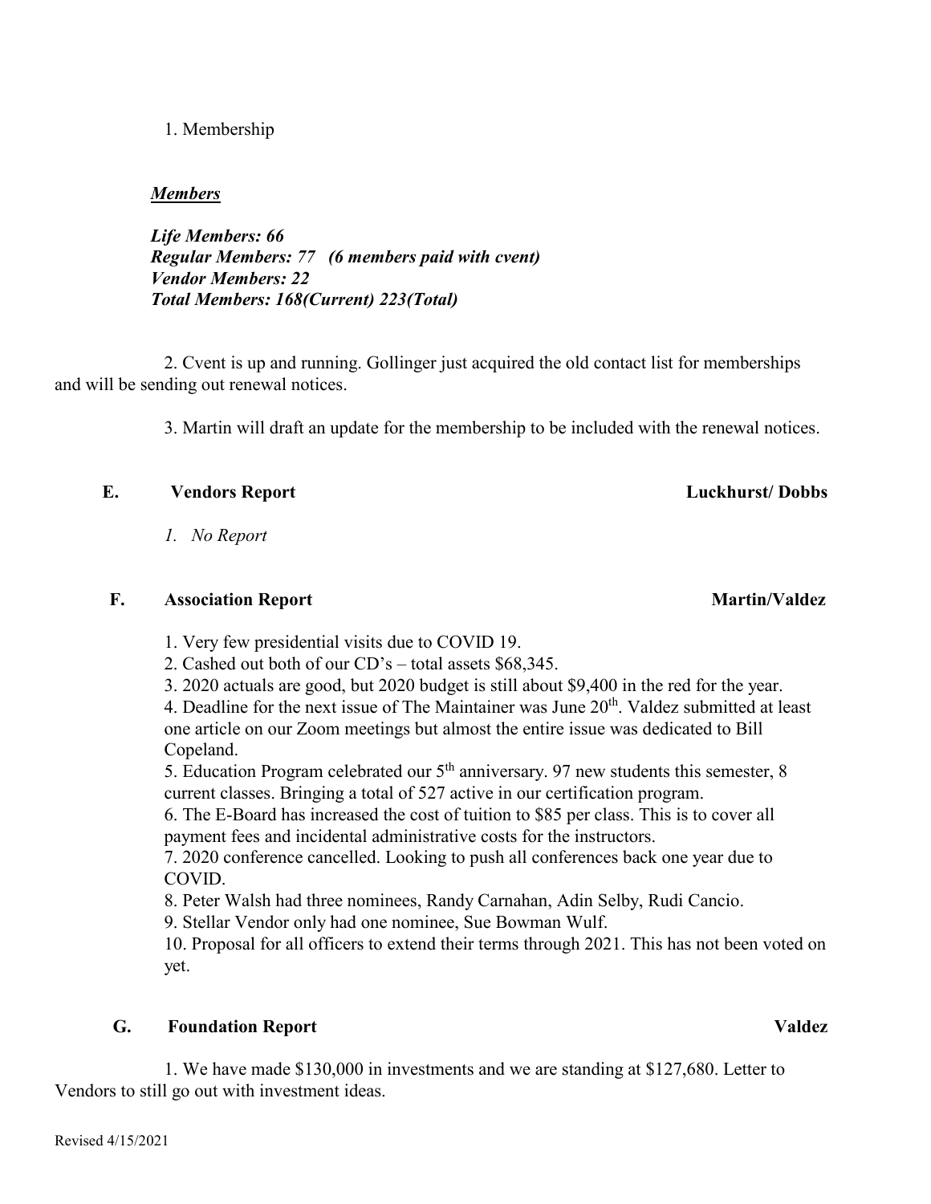1. Membership

***Members***

***Life Members: 66***
***Regular Members: 77 (6 members paid with cvent)***
***Vendor Members: 22***
***Total Members: 168(Current) 223(Total)***

2. Cvent is up and running. Gollinger just acquired the old contact list for memberships and will be sending out renewal notices.

3. Martin will draft an update for the membership to be included with the renewal notices.

**E. Vendors Report — Luckhurst/ Dobbs**

*1. No Report*

**F. Association Report — Martin/Valdez**

1. Very few presidential visits due to COVID 19.
2. Cashed out both of our CD's – total assets $68,345.
3. 2020 actuals are good, but 2020 budget is still about $9,400 in the red for the year.
4. Deadline for the next issue of The Maintainer was June 20th. Valdez submitted at least one article on our Zoom meetings but almost the entire issue was dedicated to Bill Copeland.
5. Education Program celebrated our 5th anniversary. 97 new students this semester, 8 current classes. Bringing a total of 527 active in our certification program.
6. The E-Board has increased the cost of tuition to $85 per class. This is to cover all payment fees and incidental administrative costs for the instructors.
7. 2020 conference cancelled. Looking to push all conferences back one year due to COVID.
8. Peter Walsh had three nominees, Randy Carnahan, Adin Selby, Rudi Cancio.
9. Stellar Vendor only had one nominee, Sue Bowman Wulf.
10. Proposal for all officers to extend their terms through 2021. This has not been voted on yet.

**G. Foundation Report — Valdez**

1. We have made $130,000 in investments and we are standing at $127,680. Letter to Vendors to still go out with investment ideas.

Revised 4/15/2021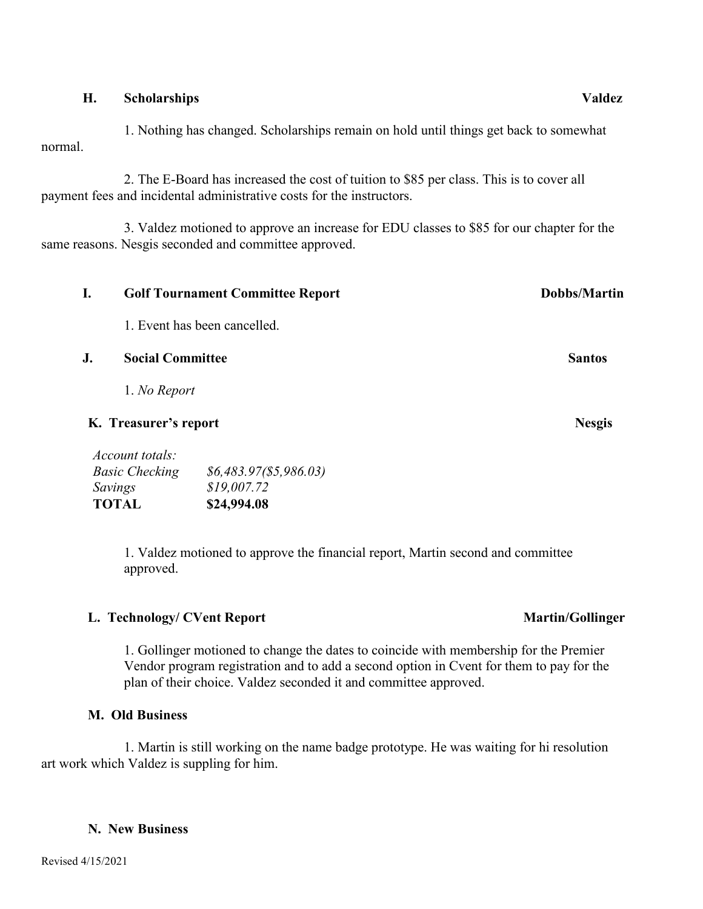### H. Scholarships — Valdez

1. Nothing has changed. Scholarships remain on hold until things get back to somewhat normal.

2. The E-Board has increased the cost of tuition to $85 per class. This is to cover all payment fees and incidental administrative costs for the instructors.

3. Valdez motioned to approve an increase for EDU classes to $85 for our chapter for the same reasons. Nesgis seconded and committee approved.

### I. Golf Tournament Committee Report — Dobbs/Martin

1. Event has been cancelled.

### J. Social Committee — Santos

1. *No Report*

### K. Treasurer's report — Nesgis

| *Account totals:* | |
|---|---|
| *Basic Checking* | *$6,483.97($5,986.03)* |
| *Savings* | *$19,007.72* |
| ***TOTAL*** | ***$24,994.08*** |

1. Valdez motioned to approve the financial report, Martin second and committee approved.

### L. Technology/ CVent Report — Martin/Gollinger

1. Gollinger motioned to change the dates to coincide with membership for the Premier Vendor program registration and to add a second option in Cvent for them to pay for the plan of their choice. Valdez seconded it and committee approved.

### M. Old Business

1. Martin is still working on the name badge prototype. He was waiting for hi resolution art work which Valdez is suppling for him.

### N. New Business

Revised 4/15/2021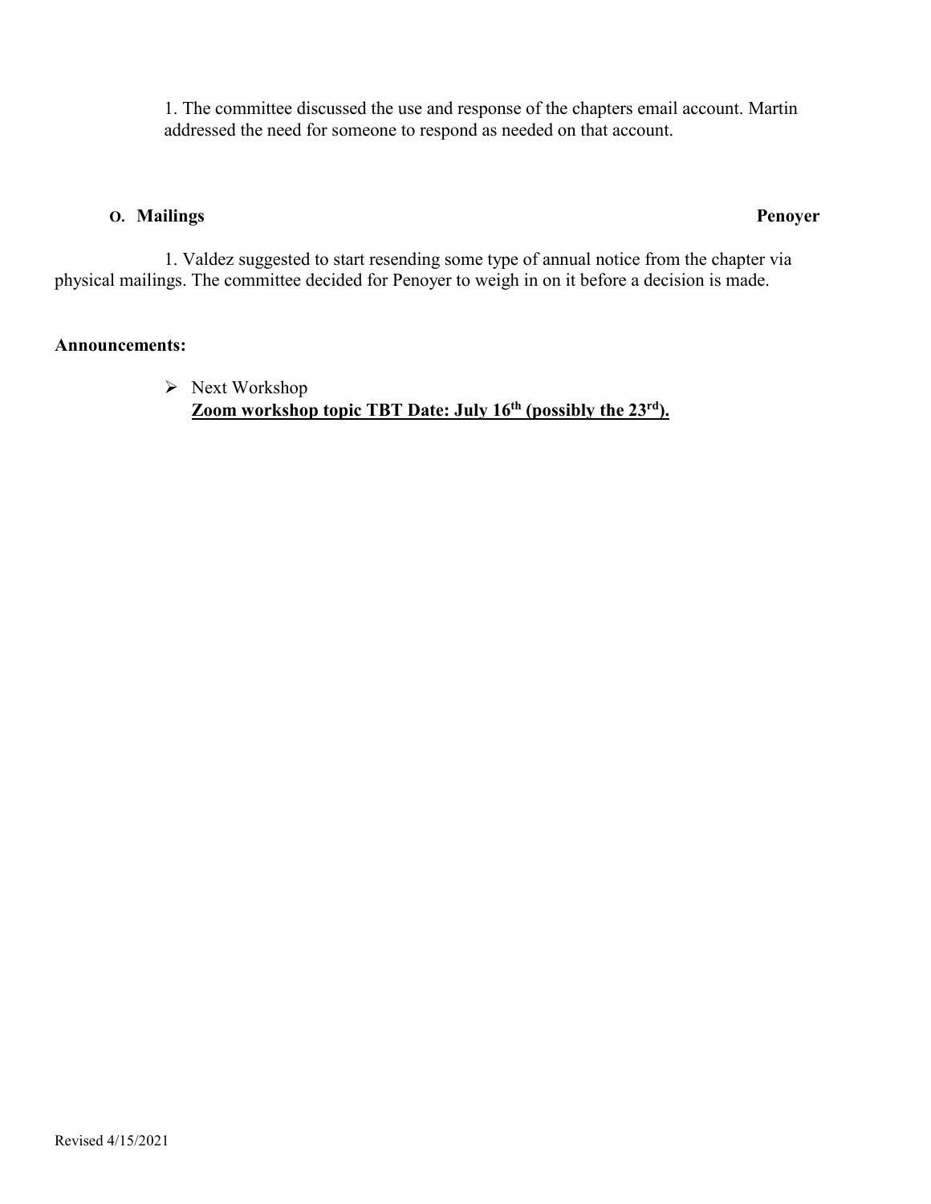1. The committee discussed the use and response of the chapters email account. Martin addressed the need for someone to respond as needed on that account.

**O. Mailings** **Penoyer**

1. Valdez suggested to start resending some type of annual notice from the chapter via physical mailings. The committee decided for Penoyer to weigh in on it before a decision is made.

**Announcements:**

- Next Workshop
  **Zoom workshop topic TBT Date: July 16th (possibly the 23rd).**

Revised 4/15/2021